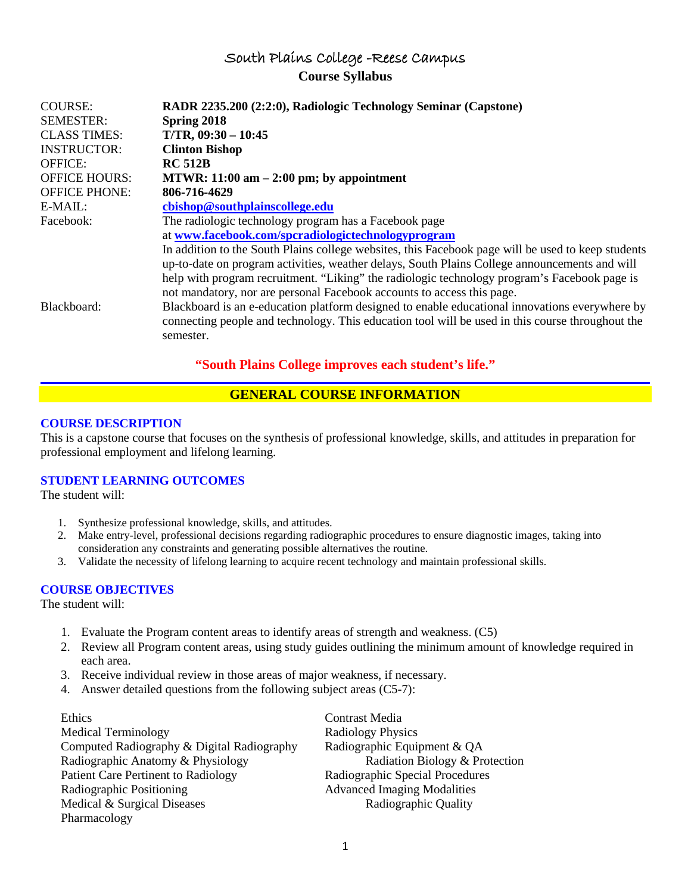# South Plains College -Reese Campus

## Course Syllabus

| | |
|---|---|
| COURSE: | **RADR 2235.200 (2:2:0), Radiologic Technology Seminar (Capstone)** |
| SEMESTER: | **Spring 2018** |
| CLASS TIMES: | **T/TR, 09:30 – 10:45** |
| INSTRUCTOR: | **Clinton Bishop** |
| OFFICE: | **RC 512B** |
| OFFICE HOURS: | **MTWR: 11:00 am – 2:00 pm; by appointment** |
| OFFICE PHONE: | **806-716-4629** |
| E-MAIL: | **cbishop@southplainscollege.edu** |
| Facebook: | The radiologic technology program has a Facebook page at **www.facebook.com/spcradiologictechnologyprogram** In addition to the South Plains college websites, this Facebook page will be used to keep students up-to-date on program activities, weather delays, South Plains College announcements and will help with program recruitment. "Liking" the radiologic technology program's Facebook page is not mandatory, nor are personal Facebook accounts to access this page. |
| Blackboard: | Blackboard is an e-education platform designed to enable educational innovations everywhere by connecting people and technology. This education tool will be used in this course throughout the semester. |

**"South Plains College improves each student's life."**

## GENERAL COURSE INFORMATION

### COURSE DESCRIPTION

This is a capstone course that focuses on the synthesis of professional knowledge, skills, and attitudes in preparation for professional employment and lifelong learning.

### STUDENT LEARNING OUTCOMES

The student will:

1. Synthesize professional knowledge, skills, and attitudes.
2. Make entry-level, professional decisions regarding radiographic procedures to ensure diagnostic images, taking into consideration any constraints and generating possible alternatives the routine.
3. Validate the necessity of lifelong learning to acquire recent technology and maintain professional skills.

### COURSE OBJECTIVES

The student will:

1. Evaluate the Program content areas to identify areas of strength and weakness. (C5)
2. Review all Program content areas, using study guides outlining the minimum amount of knowledge required in each area.
3. Receive individual review in those areas of major weakness, if necessary.
4. Answer detailed questions from the following subject areas (C5-7):

- Ethics
- Medical Terminology
- Computed Radiography & Digital Radiography
- Radiographic Anatomy & Physiology
- Patient Care Pertinent to Radiology
- Radiographic Positioning
- Medical & Surgical Diseases
- Pharmacology
- Contrast Media
- Radiology Physics
- Radiographic Equipment & QA
- Radiation Biology & Protection
- Radiographic Special Procedures
- Advanced Imaging Modalities
- Radiographic Quality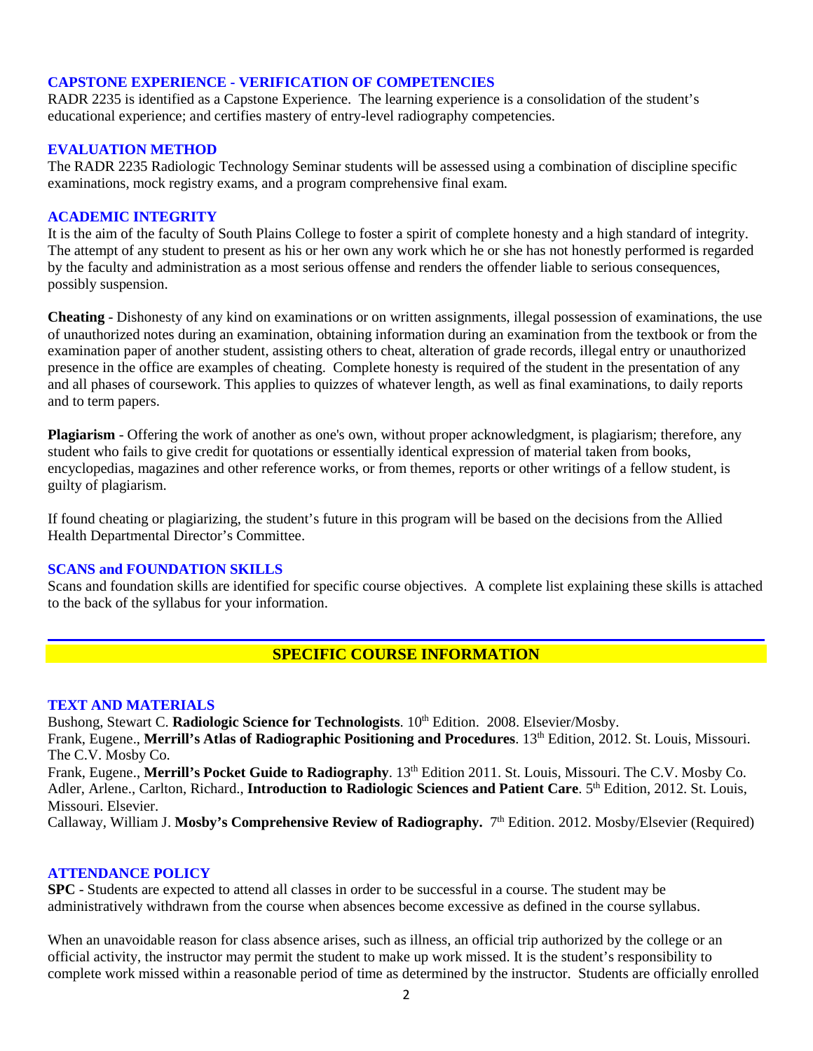## CAPSTONE EXPERIENCE - VERIFICATION OF COMPETENCIES

RADR 2235 is identified as a Capstone Experience. The learning experience is a consolidation of the student's educational experience; and certifies mastery of entry-level radiography competencies.

## EVALUATION METHOD

The RADR 2235 Radiologic Technology Seminar students will be assessed using a combination of discipline specific examinations, mock registry exams, and a program comprehensive final exam.

## ACADEMIC INTEGRITY

It is the aim of the faculty of South Plains College to foster a spirit of complete honesty and a high standard of integrity. The attempt of any student to present as his or her own any work which he or she has not honestly performed is regarded by the faculty and administration as a most serious offense and renders the offender liable to serious consequences, possibly suspension.

**Cheating** - Dishonesty of any kind on examinations or on written assignments, illegal possession of examinations, the use of unauthorized notes during an examination, obtaining information during an examination from the textbook or from the examination paper of another student, assisting others to cheat, alteration of grade records, illegal entry or unauthorized presence in the office are examples of cheating. Complete honesty is required of the student in the presentation of any and all phases of coursework. This applies to quizzes of whatever length, as well as final examinations, to daily reports and to term papers.

**Plagiarism** - Offering the work of another as one's own, without proper acknowledgment, is plagiarism; therefore, any student who fails to give credit for quotations or essentially identical expression of material taken from books, encyclopedias, magazines and other reference works, or from themes, reports or other writings of a fellow student, is guilty of plagiarism.

If found cheating or plagiarizing, the student's future in this program will be based on the decisions from the Allied Health Departmental Director's Committee.

## SCANS and FOUNDATION SKILLS

Scans and foundation skills are identified for specific course objectives. A complete list explaining these skills is attached to the back of the syllabus for your information.

# SPECIFIC COURSE INFORMATION

## TEXT AND MATERIALS

Bushong, Stewart C. **Radiologic Science for Technologists**. 10th Edition. 2008. Elsevier/Mosby.
Frank, Eugene., **Merrill's Atlas of Radiographic Positioning and Procedures**. 13th Edition, 2012. St. Louis, Missouri. The C.V. Mosby Co.
Frank, Eugene., **Merrill's Pocket Guide to Radiography**. 13th Edition 2011. St. Louis, Missouri. The C.V. Mosby Co.
Adler, Arlene., Carlton, Richard., **Introduction to Radiologic Sciences and Patient Care**. 5th Edition, 2012. St. Louis, Missouri. Elsevier.
Callaway, William J. **Mosby's Comprehensive Review of Radiography.** 7th Edition. 2012. Mosby/Elsevier (Required)

## ATTENDANCE POLICY

**SPC** - Students are expected to attend all classes in order to be successful in a course. The student may be administratively withdrawn from the course when absences become excessive as defined in the course syllabus.

When an unavoidable reason for class absence arises, such as illness, an official trip authorized by the college or an official activity, the instructor may permit the student to make up work missed. It is the student's responsibility to complete work missed within a reasonable period of time as determined by the instructor. Students are officially enrolled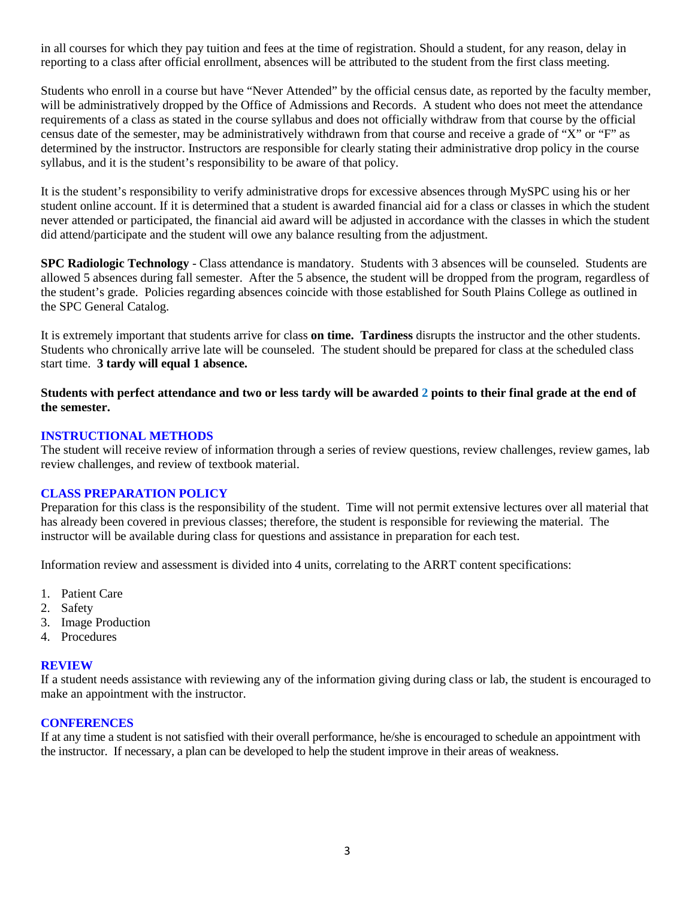in all courses for which they pay tuition and fees at the time of registration. Should a student, for any reason, delay in reporting to a class after official enrollment, absences will be attributed to the student from the first class meeting.

Students who enroll in a course but have "Never Attended" by the official census date, as reported by the faculty member, will be administratively dropped by the Office of Admissions and Records. A student who does not meet the attendance requirements of a class as stated in the course syllabus and does not officially withdraw from that course by the official census date of the semester, may be administratively withdrawn from that course and receive a grade of "X" or "F" as determined by the instructor. Instructors are responsible for clearly stating their administrative drop policy in the course syllabus, and it is the student's responsibility to be aware of that policy.

It is the student's responsibility to verify administrative drops for excessive absences through MySPC using his or her student online account. If it is determined that a student is awarded financial aid for a class or classes in which the student never attended or participated, the financial aid award will be adjusted in accordance with the classes in which the student did attend/participate and the student will owe any balance resulting from the adjustment.

**SPC Radiologic Technology** - Class attendance is mandatory. Students with 3 absences will be counseled. Students are allowed 5 absences during fall semester. After the 5 absence, the student will be dropped from the program, regardless of the student's grade. Policies regarding absences coincide with those established for South Plains College as outlined in the SPC General Catalog.

It is extremely important that students arrive for class **on time. Tardiness** disrupts the instructor and the other students. Students who chronically arrive late will be counseled. The student should be prepared for class at the scheduled class start time. **3 tardy will equal 1 absence.**

**Students with perfect attendance and two or less tardy will be awarded 2 points to their final grade at the end of the semester.**

## INSTRUCTIONAL METHODS

The student will receive review of information through a series of review questions, review challenges, review games, lab review challenges, and review of textbook material.

## CLASS PREPARATION POLICY

Preparation for this class is the responsibility of the student. Time will not permit extensive lectures over all material that has already been covered in previous classes; therefore, the student is responsible for reviewing the material. The instructor will be available during class for questions and assistance in preparation for each test.

Information review and assessment is divided into 4 units, correlating to the ARRT content specifications:

1. Patient Care
2. Safety
3. Image Production
4. Procedures

## REVIEW

If a student needs assistance with reviewing any of the information giving during class or lab, the student is encouraged to make an appointment with the instructor.

## CONFERENCES

If at any time a student is not satisfied with their overall performance, he/she is encouraged to schedule an appointment with the instructor. If necessary, a plan can be developed to help the student improve in their areas of weakness.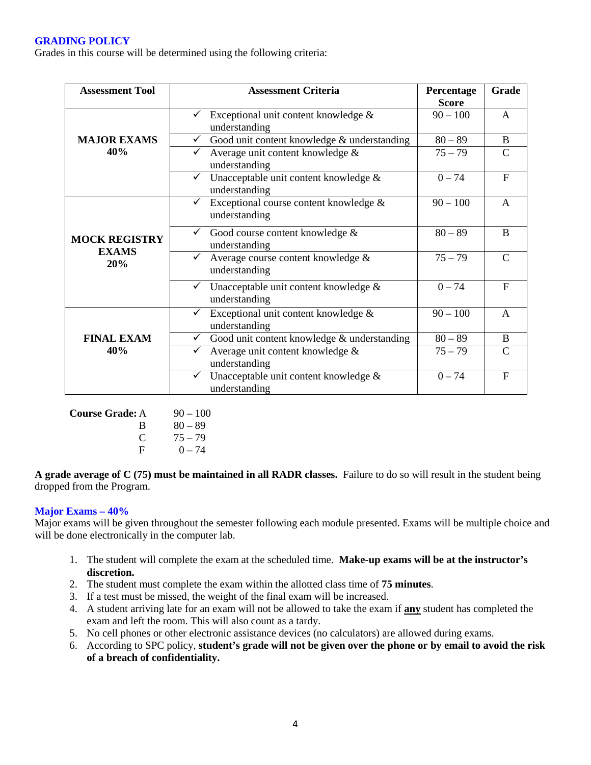## GRADING POLICY

Grades in this course will be determined using the following criteria:

| Assessment Tool | Assessment Criteria | Percentage Score | Grade |
|---|---|---|---|
| **MAJOR EXAMS 40%** | ✓ Exceptional unit content knowledge & understanding | 90 – 100 | A |
| | ✓ Good unit content knowledge & understanding | 80 – 89 | B |
| | ✓ Average unit content knowledge & understanding | 75 – 79 | C |
| | ✓ Unacceptable unit content knowledge & understanding | 0 – 74 | F |
| **MOCK REGISTRY EXAMS 20%** | ✓ Exceptional course content knowledge & understanding | 90 – 100 | A |
| | ✓ Good course content knowledge & understanding | 80 – 89 | B |
| | ✓ Average course content knowledge & understanding | 75 – 79 | C |
| | ✓ Unacceptable unit content knowledge & understanding | 0 – 74 | F |
| **FINAL EXAM 40%** | ✓ Exceptional unit content knowledge & understanding | 90 – 100 | A |
| | ✓ Good unit content knowledge & understanding | 80 – 89 | B |
| | ✓ Average unit content knowledge & understanding | 75 – 79 | C |
| | ✓ Unacceptable unit content knowledge & understanding | 0 – 74 | F |

**Course Grade:** A 90 – 100
B 80 – 89
C 75 – 79
F 0 – 74

**A grade average of C (75) must be maintained in all RADR classes.** Failure to do so will result in the student being dropped from the Program.

### Major Exams – 40%

Major exams will be given throughout the semester following each module presented. Exams will be multiple choice and will be done electronically in the computer lab.

1. The student will complete the exam at the scheduled time. **Make-up exams will be at the instructor's discretion.**
2. The student must complete the exam within the allotted class time of **75 minutes**.
3. If a test must be missed, the weight of the final exam will be increased.
4. A student arriving late for an exam will not be allowed to take the exam if **any** student has completed the exam and left the room. This will also count as a tardy.
5. No cell phones or other electronic assistance devices (no calculators) are allowed during exams.
6. According to SPC policy, **student's grade will not be given over the phone or by email to avoid the risk of a breach of confidentiality.**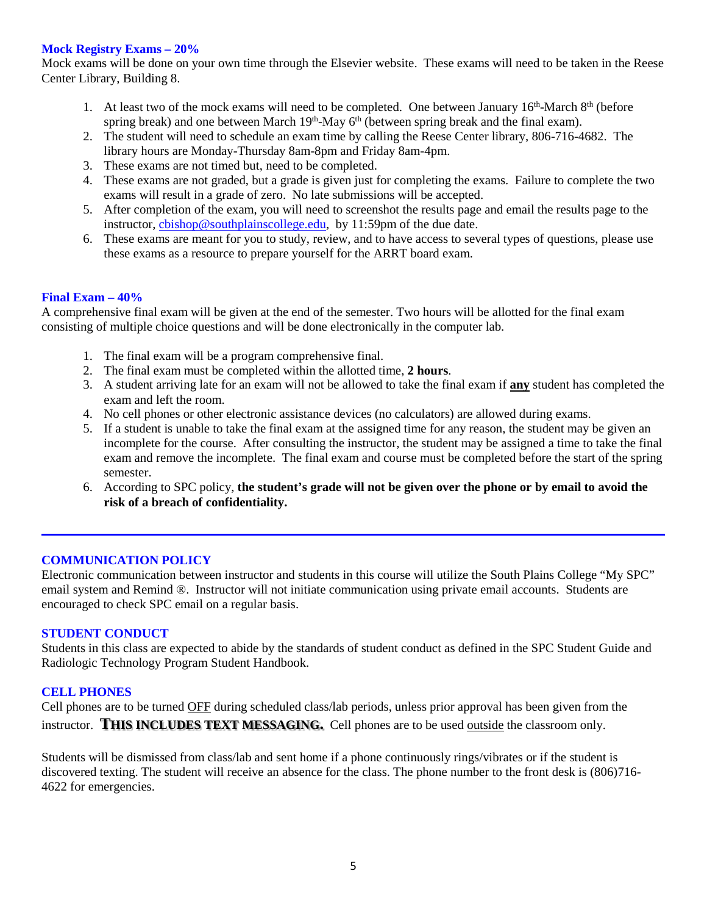### Mock Registry Exams – 20%

Mock exams will be done on your own time through the Elsevier website. These exams will need to be taken in the Reese Center Library, Building 8.

1. At least two of the mock exams will need to be completed. One between January 16th-March 8th (before spring break) and one between March 19th-May 6th (between spring break and the final exam).
2. The student will need to schedule an exam time by calling the Reese Center library, 806-716-4682. The library hours are Monday-Thursday 8am-8pm and Friday 8am-4pm.
3. These exams are not timed but, need to be completed.
4. These exams are not graded, but a grade is given just for completing the exams. Failure to complete the two exams will result in a grade of zero. No late submissions will be accepted.
5. After completion of the exam, you will need to screenshot the results page and email the results page to the instructor, cbishop@southplainscollege.edu, by 11:59pm of the due date.
6. These exams are meant for you to study, review, and to have access to several types of questions, please use these exams as a resource to prepare yourself for the ARRT board exam.

### Final Exam – 40%

A comprehensive final exam will be given at the end of the semester. Two hours will be allotted for the final exam consisting of multiple choice questions and will be done electronically in the computer lab.

1. The final exam will be a program comprehensive final.
2. The final exam must be completed within the allotted time, **2 hours**.
3. A student arriving late for an exam will not be allowed to take the final exam if **<u>any</u>** student has completed the exam and left the room.
4. No cell phones or other electronic assistance devices (no calculators) are allowed during exams.
5. If a student is unable to take the final exam at the assigned time for any reason, the student may be given an incomplete for the course. After consulting the instructor, the student may be assigned a time to take the final exam and remove the incomplete. The final exam and course must be completed before the start of the spring semester.
6. According to SPC policy, **the student's grade will not be given over the phone or by email to avoid the risk of a breach of confidentiality.**

---

### COMMUNICATION POLICY

Electronic communication between instructor and students in this course will utilize the South Plains College "My SPC" email system and Remind ®. Instructor will not initiate communication using private email accounts. Students are encouraged to check SPC email on a regular basis.

### STUDENT CONDUCT

Students in this class are expected to abide by the standards of student conduct as defined in the SPC Student Guide and Radiologic Technology Program Student Handbook.

### CELL PHONES

Cell phones are to be turned <u>OFF</u> during scheduled class/lab periods, unless prior approval has been given from the instructor. **THIS INCLUDES TEXT MESSAGING.** Cell phones are to be used <u>outside</u> the classroom only.

Students will be dismissed from class/lab and sent home if a phone continuously rings/vibrates or if the student is discovered texting. The student will receive an absence for the class. The phone number to the front desk is (806)716-4622 for emergencies.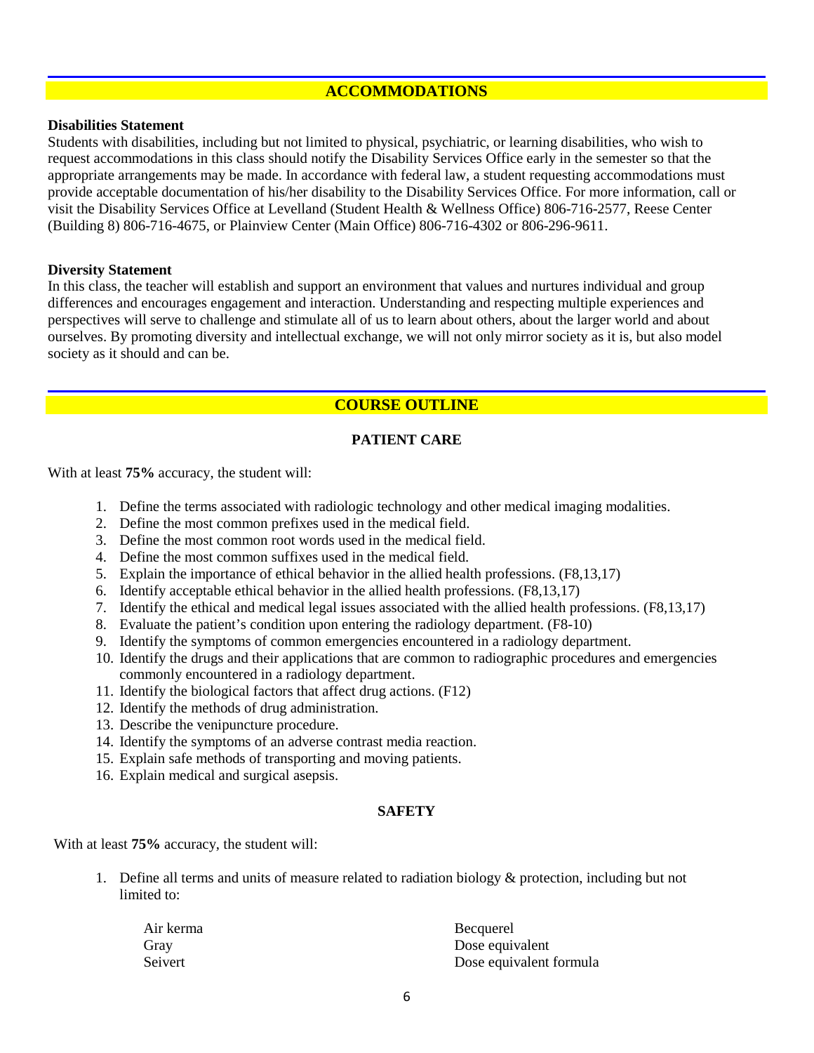## ACCOMMODATIONS

**Disabilities Statement**

Students with disabilities, including but not limited to physical, psychiatric, or learning disabilities, who wish to request accommodations in this class should notify the Disability Services Office early in the semester so that the appropriate arrangements may be made. In accordance with federal law, a student requesting accommodations must provide acceptable documentation of his/her disability to the Disability Services Office. For more information, call or visit the Disability Services Office at Levelland (Student Health & Wellness Office) 806-716-2577, Reese Center (Building 8) 806-716-4675, or Plainview Center (Main Office) 806-716-4302 or 806-296-9611.

**Diversity Statement**

In this class, the teacher will establish and support an environment that values and nurtures individual and group differences and encourages engagement and interaction. Understanding and respecting multiple experiences and perspectives will serve to challenge and stimulate all of us to learn about others, about the larger world and about ourselves. By promoting diversity and intellectual exchange, we will not only mirror society as it is, but also model society as it should and can be.

## COURSE OUTLINE

### PATIENT CARE

With at least **75%** accuracy, the student will:

1. Define the terms associated with radiologic technology and other medical imaging modalities.
2. Define the most common prefixes used in the medical field.
3. Define the most common root words used in the medical field.
4. Define the most common suffixes used in the medical field.
5. Explain the importance of ethical behavior in the allied health professions. (F8,13,17)
6. Identify acceptable ethical behavior in the allied health professions. (F8,13,17)
7. Identify the ethical and medical legal issues associated with the allied health professions. (F8,13,17)
8. Evaluate the patient's condition upon entering the radiology department. (F8-10)
9. Identify the symptoms of common emergencies encountered in a radiology department.
10. Identify the drugs and their applications that are common to radiographic procedures and emergencies commonly encountered in a radiology department.
11. Identify the biological factors that affect drug actions. (F12)
12. Identify the methods of drug administration.
13. Describe the venipuncture procedure.
14. Identify the symptoms of an adverse contrast media reaction.
15. Explain safe methods of transporting and moving patients.
16. Explain medical and surgical asepsis.

### SAFETY

With at least **75%** accuracy, the student will:

1. Define all terms and units of measure related to radiation biology & protection, including but not limited to:

   - Air kerma
   - Gray
   - Seivert
   - Becquerel
   - Dose equivalent
   - Dose equivalent formula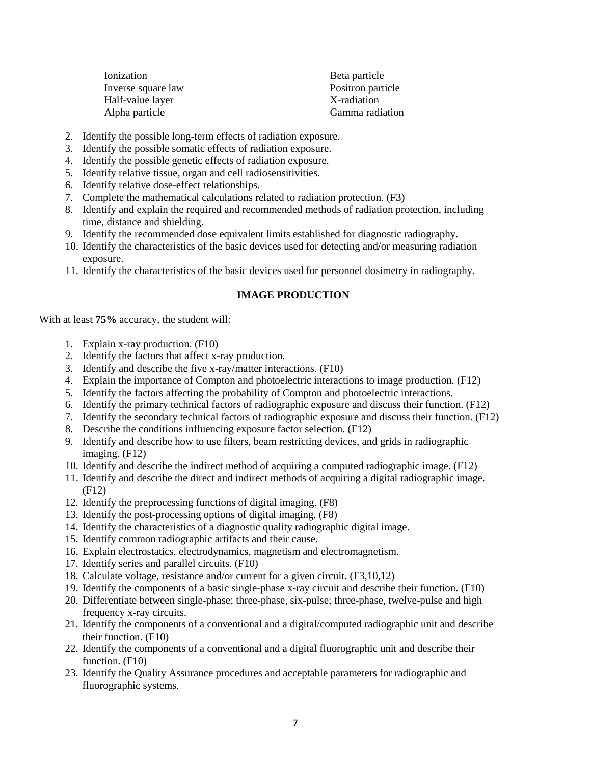- Ionization
- Inverse square law
- Half-value layer
- Alpha particle
- Beta particle
- Positron particle
- X-radiation
- Gamma radiation

2. Identify the possible long-term effects of radiation exposure.
3. Identify the possible somatic effects of radiation exposure.
4. Identify the possible genetic effects of radiation exposure.
5. Identify relative tissue, organ and cell radiosensitivities.
6. Identify relative dose-effect relationships.
7. Complete the mathematical calculations related to radiation protection. (F3)
8. Identify and explain the required and recommended methods of radiation protection, including time, distance and shielding.
9. Identify the recommended dose equivalent limits established for diagnostic radiography.
10. Identify the characteristics of the basic devices used for detecting and/or measuring radiation exposure.
11. Identify the characteristics of the basic devices used for personnel dosimetry in radiography.

## IMAGE PRODUCTION

With at least **75%** accuracy, the student will:

1. Explain x-ray production. (F10)
2. Identify the factors that affect x-ray production.
3. Identify and describe the five x-ray/matter interactions. (F10)
4. Explain the importance of Compton and photoelectric interactions to image production. (F12)
5. Identify the factors affecting the probability of Compton and photoelectric interactions.
6. Identify the primary technical factors of radiographic exposure and discuss their function. (F12)
7. Identify the secondary technical factors of radiographic exposure and discuss their function. (F12)
8. Describe the conditions influencing exposure factor selection. (F12)
9. Identify and describe how to use filters, beam restricting devices, and grids in radiographic imaging. (F12)
10. Identify and describe the indirect method of acquiring a computed radiographic image. (F12)
11. Identify and describe the direct and indirect methods of acquiring a digital radiographic image. (F12)
12. Identify the preprocessing functions of digital imaging. (F8)
13. Identify the post-processing options of digital imaging. (F8)
14. Identify the characteristics of a diagnostic quality radiographic digital image.
15. Identify common radiographic artifacts and their cause.
16. Explain electrostatics, electrodynamics, magnetism and electromagnetism.
17. Identify series and parallel circuits. (F10)
18. Calculate voltage, resistance and/or current for a given circuit. (F3,10,12)
19. Identify the components of a basic single-phase x-ray circuit and describe their function. (F10)
20. Differentiate between single-phase; three-phase, six-pulse; three-phase, twelve-pulse and high frequency x-ray circuits.
21. Identify the components of a conventional and a digital/computed radiographic unit and describe their function. (F10)
22. Identify the components of a conventional and a digital fluorographic unit and describe their function. (F10)
23. Identify the Quality Assurance procedures and acceptable parameters for radiographic and fluorographic systems.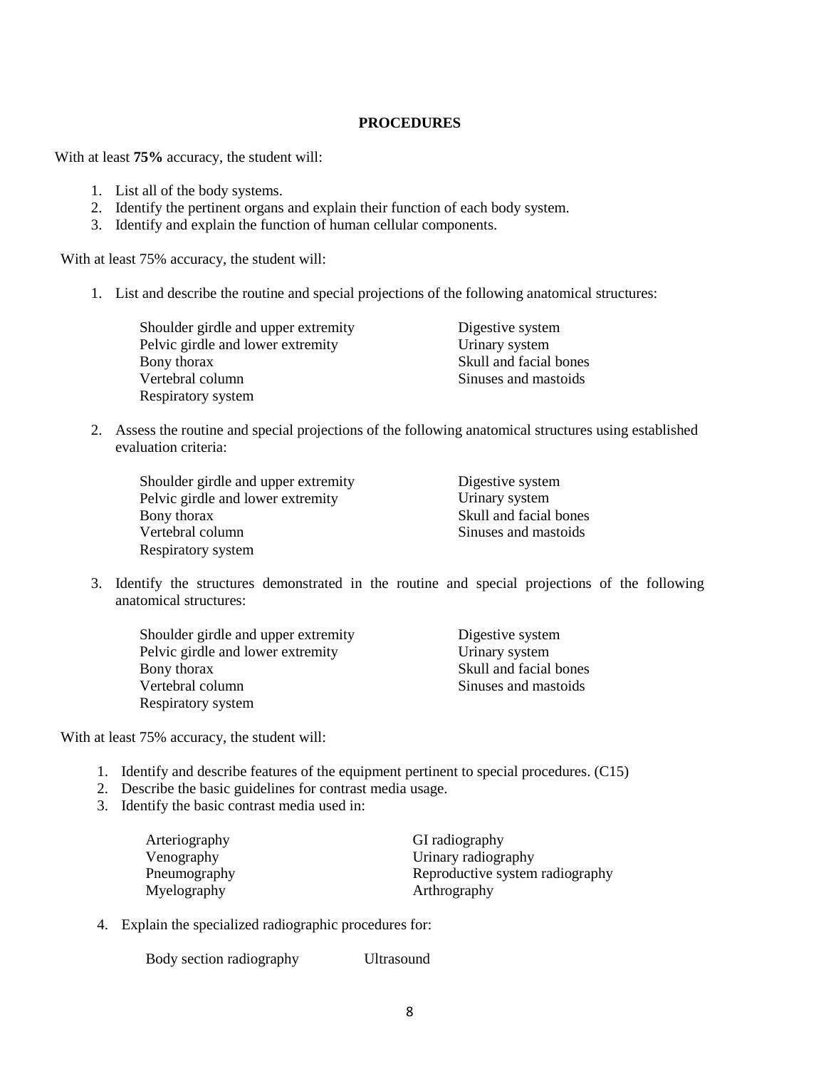## PROCEDURES

With at least **75%** accuracy, the student will:

1. List all of the body systems.
2. Identify the pertinent organs and explain their function of each body system.
3. Identify and explain the function of human cellular components.

With at least 75% accuracy, the student will:

1. List and describe the routine and special projections of the following anatomical structures:

   Shoulder girdle and upper extremity
   Pelvic girdle and lower extremity
   Bony thorax
   Vertebral column
   Respiratory system
   Digestive system
   Urinary system
   Skull and facial bones
   Sinuses and mastoids

2. Assess the routine and special projections of the following anatomical structures using established evaluation criteria:

   Shoulder girdle and upper extremity
   Pelvic girdle and lower extremity
   Bony thorax
   Vertebral column
   Respiratory system
   Digestive system
   Urinary system
   Skull and facial bones
   Sinuses and mastoids

3. Identify the structures demonstrated in the routine and special projections of the following anatomical structures:

   Shoulder girdle and upper extremity
   Pelvic girdle and lower extremity
   Bony thorax
   Vertebral column
   Respiratory system
   Digestive system
   Urinary system
   Skull and facial bones
   Sinuses and mastoids

With at least 75% accuracy, the student will:

1. Identify and describe features of the equipment pertinent to special procedures. (C15)
2. Describe the basic guidelines for contrast media usage.
3. Identify the basic contrast media used in:

   Arteriography
   Venography
   Pneumography
   Myelography
   GI radiography
   Urinary radiography
   Reproductive system radiography
   Arthrography

4. Explain the specialized radiographic procedures for:

   Body section radiography
   Ultrasound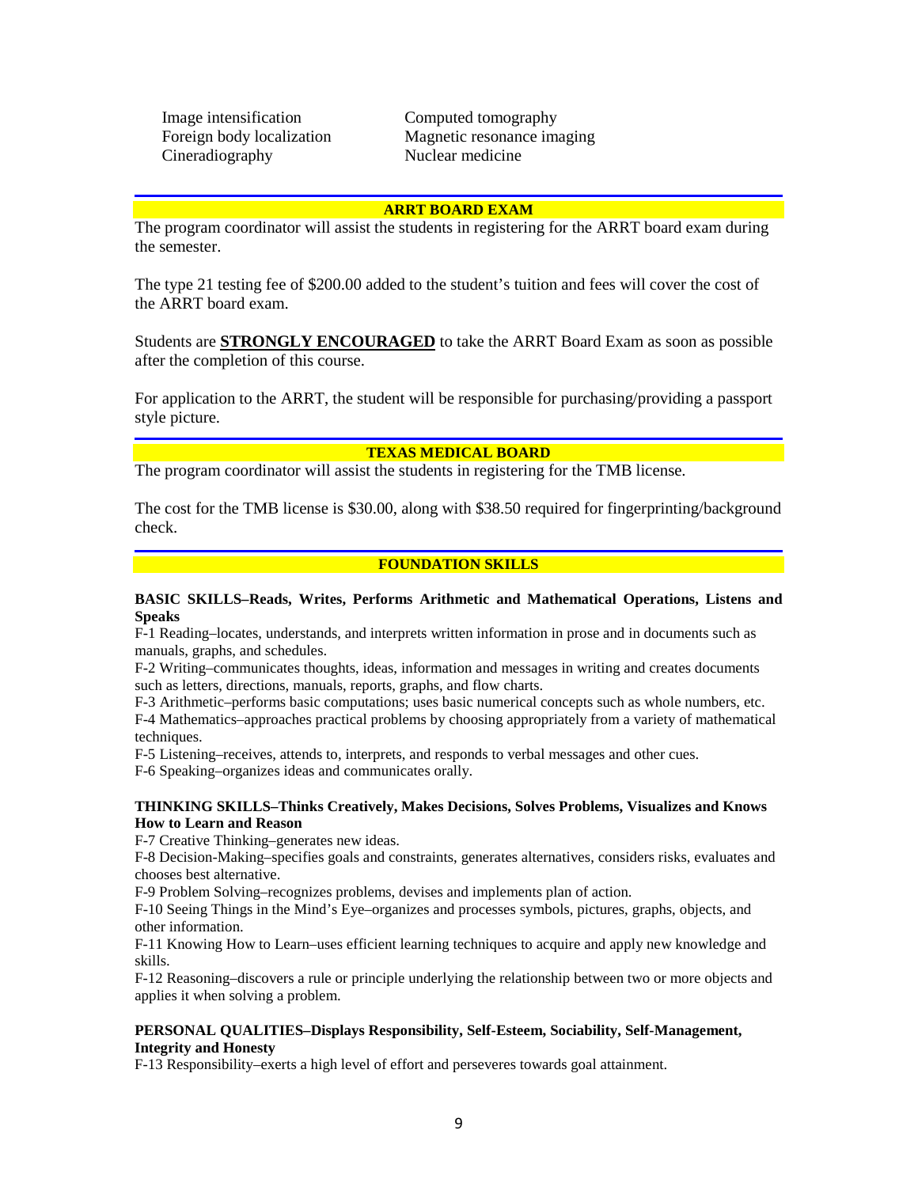Image intensification
Foreign body localization
Cineradiography
Computed tomography
Magnetic resonance imaging
Nuclear medicine

## ARRT BOARD EXAM

The program coordinator will assist the students in registering for the ARRT board exam during the semester.

The type 21 testing fee of $200.00 added to the student's tuition and fees will cover the cost of the ARRT board exam.

Students are **STRONGLY ENCOURAGED** to take the ARRT Board Exam as soon as possible after the completion of this course.

For application to the ARRT, the student will be responsible for purchasing/providing a passport style picture.

## TEXAS MEDICAL BOARD

The program coordinator will assist the students in registering for the TMB license.

The cost for the TMB license is $30.00, along with $38.50 required for fingerprinting/background check.

## FOUNDATION SKILLS

**BASIC SKILLS–Reads, Writes, Performs Arithmetic and Mathematical Operations, Listens and Speaks**

F-1 Reading–locates, understands, and interprets written information in prose and in documents such as manuals, graphs, and schedules.

F-2 Writing–communicates thoughts, ideas, information and messages in writing and creates documents such as letters, directions, manuals, reports, graphs, and flow charts.

F-3 Arithmetic–performs basic computations; uses basic numerical concepts such as whole numbers, etc.

F-4 Mathematics–approaches practical problems by choosing appropriately from a variety of mathematical techniques.

F-5 Listening–receives, attends to, interprets, and responds to verbal messages and other cues.

F-6 Speaking–organizes ideas and communicates orally.

**THINKING SKILLS–Thinks Creatively, Makes Decisions, Solves Problems, Visualizes and Knows How to Learn and Reason**

F-7 Creative Thinking–generates new ideas.

F-8 Decision-Making–specifies goals and constraints, generates alternatives, considers risks, evaluates and chooses best alternative.

F-9 Problem Solving–recognizes problems, devises and implements plan of action.

F-10 Seeing Things in the Mind's Eye–organizes and processes symbols, pictures, graphs, objects, and other information.

F-11 Knowing How to Learn–uses efficient learning techniques to acquire and apply new knowledge and skills.

F-12 Reasoning–discovers a rule or principle underlying the relationship between two or more objects and applies it when solving a problem.

**PERSONAL QUALITIES–Displays Responsibility, Self-Esteem, Sociability, Self-Management, Integrity and Honesty**

F-13 Responsibility–exerts a high level of effort and perseveres towards goal attainment.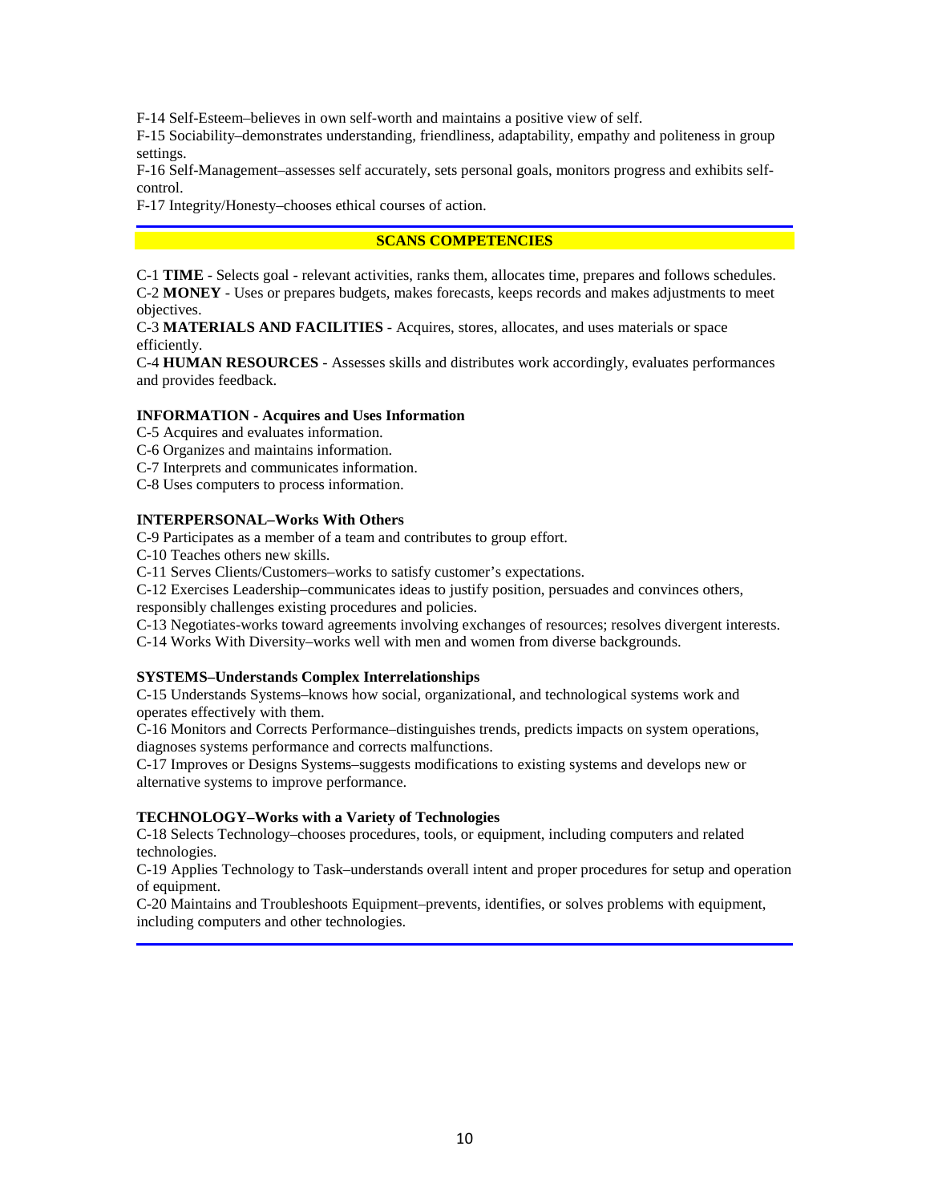F-14 Self-Esteem–believes in own self-worth and maintains a positive view of self.
F-15 Sociability–demonstrates understanding, friendliness, adaptability, empathy and politeness in group settings.
F-16 Self-Management–assesses self accurately, sets personal goals, monitors progress and exhibits self-control.
F-17 Integrity/Honesty–chooses ethical courses of action.

## SCANS COMPETENCIES

C-1 **TIME** - Selects goal - relevant activities, ranks them, allocates time, prepares and follows schedules.
C-2 **MONEY** - Uses or prepares budgets, makes forecasts, keeps records and makes adjustments to meet objectives.
C-3 **MATERIALS AND FACILITIES** - Acquires, stores, allocates, and uses materials or space efficiently.
C-4 **HUMAN RESOURCES** - Assesses skills and distributes work accordingly, evaluates performances and provides feedback.

**INFORMATION - Acquires and Uses Information**
C-5 Acquires and evaluates information.
C-6 Organizes and maintains information.
C-7 Interprets and communicates information.
C-8 Uses computers to process information.

**INTERPERSONAL–Works With Others**
C-9 Participates as a member of a team and contributes to group effort.
C-10 Teaches others new skills.
C-11 Serves Clients/Customers–works to satisfy customer's expectations.
C-12 Exercises Leadership–communicates ideas to justify position, persuades and convinces others, responsibly challenges existing procedures and policies.
C-13 Negotiates-works toward agreements involving exchanges of resources; resolves divergent interests.
C-14 Works With Diversity–works well with men and women from diverse backgrounds.

**SYSTEMS–Understands Complex Interrelationships**
C-15 Understands Systems–knows how social, organizational, and technological systems work and operates effectively with them.
C-16 Monitors and Corrects Performance–distinguishes trends, predicts impacts on system operations, diagnoses systems performance and corrects malfunctions.
C-17 Improves or Designs Systems–suggests modifications to existing systems and develops new or alternative systems to improve performance.

**TECHNOLOGY–Works with a Variety of Technologies**
C-18 Selects Technology–chooses procedures, tools, or equipment, including computers and related technologies.
C-19 Applies Technology to Task–understands overall intent and proper procedures for setup and operation of equipment.
C-20 Maintains and Troubleshoots Equipment–prevents, identifies, or solves problems with equipment, including computers and other technologies.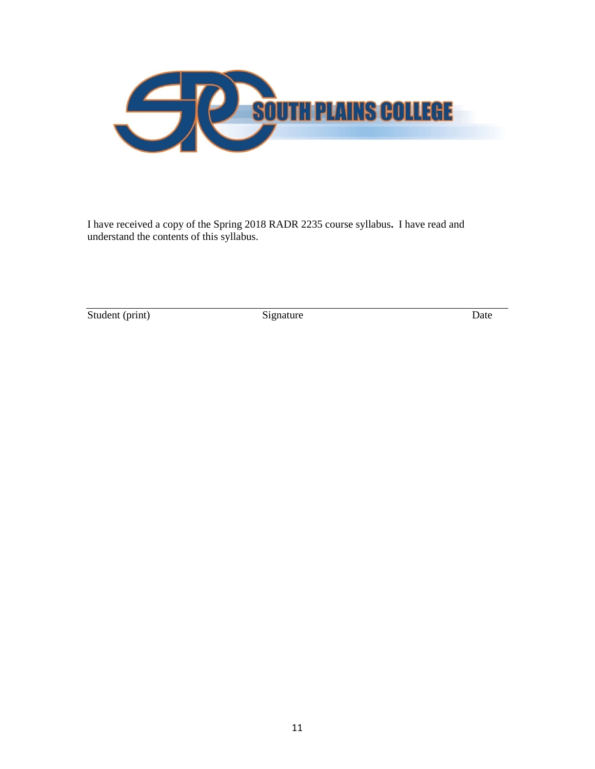SOUTH PLAINS COLLEGE

I have received a copy of the Spring 2018 RADR 2235 course syllabus**.** I have read and understand the contents of this syllabus.

Student (print) Signature Date